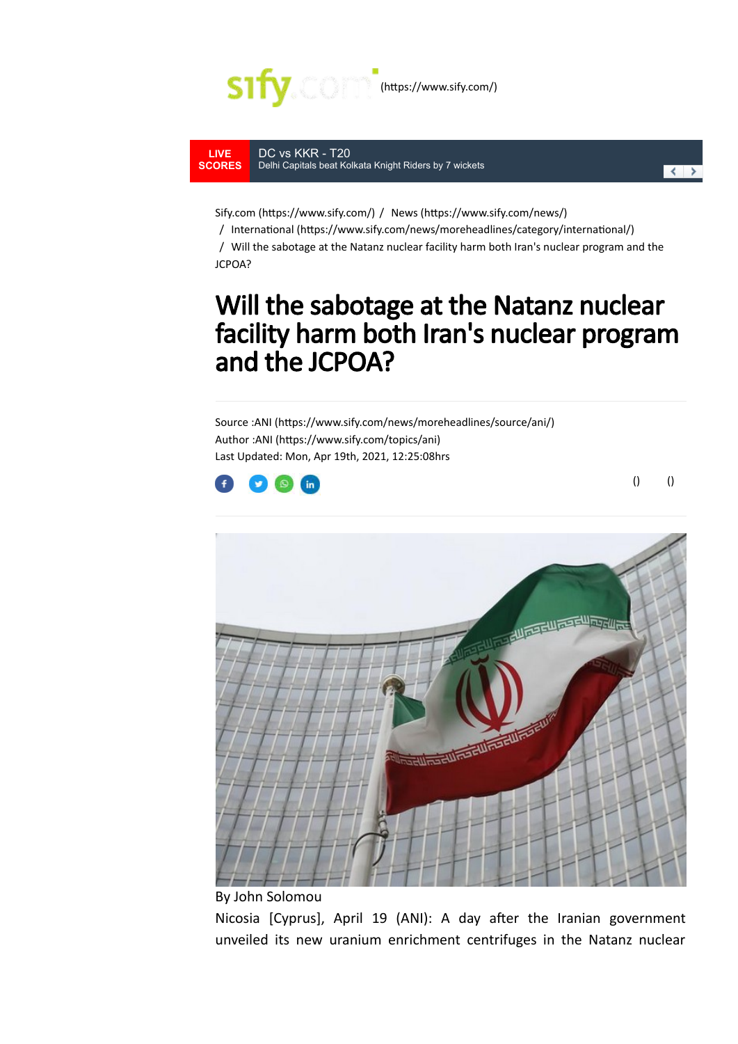sify.com (https://www.sify.com/)

LIVE SCORES

DC vs KKR - T20
Delhi Capitals beat Kolkata Knight Riders by 7 wickets

Sify.com (https://www.sify.com/) / News (https://www.sify.com/news/) / International (https://www.sify.com/news/moreheadlines/category/international/) / Will the sabotage at the Natanz nuclear facility harm both Iran's nuclear program and the JCPOA?

# Will the sabotage at the Natanz nuclear facility harm both Iran's nuclear program and the JCPOA?

Source :ANI (https://www.sify.com/news/moreheadlines/source/ani/)
Author :ANI (https://www.sify.com/topics/ani)
Last Updated: Mon, Apr 19th, 2021, 12:25:08hrs

() ()

By John Solomou

Nicosia [Cyprus], April 19 (ANI): A day after the Iranian government unveiled its new uranium enrichment centrifuges in the Natanz nuclear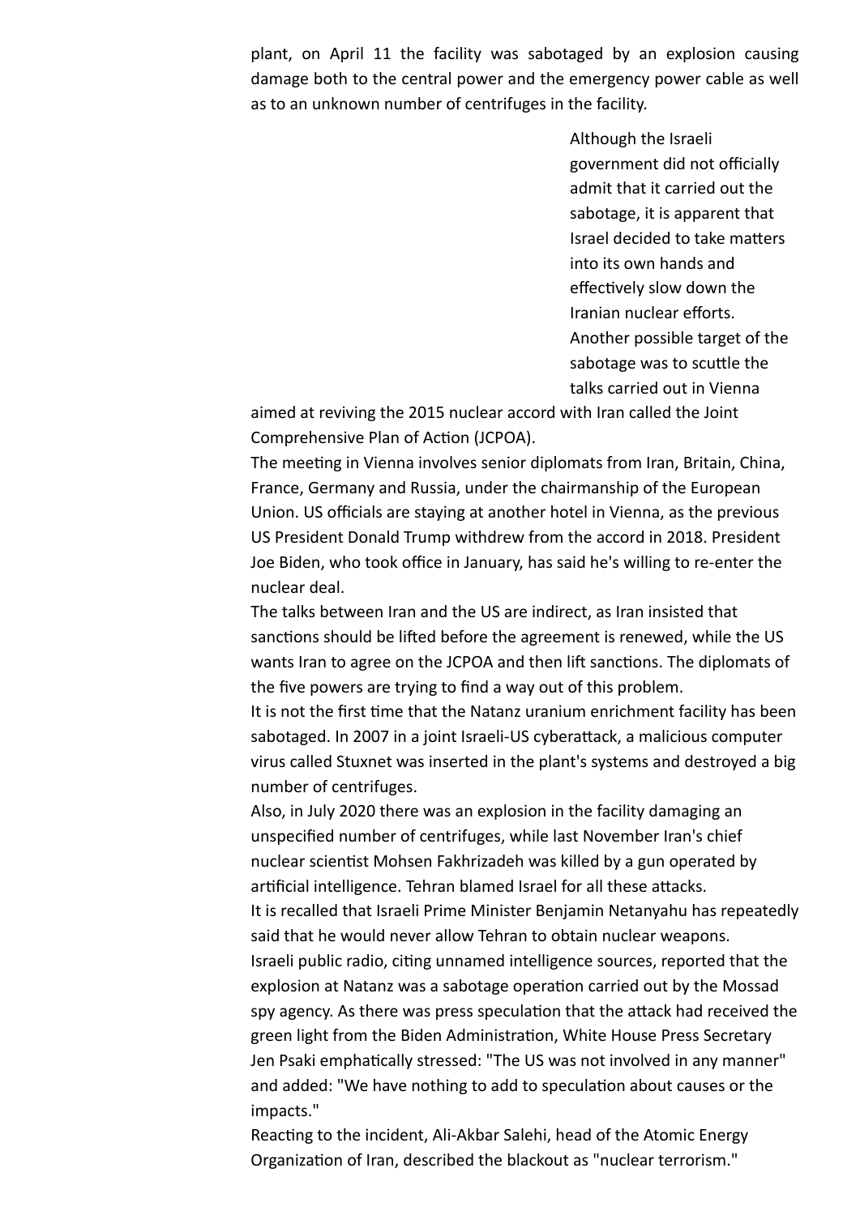plant, on April 11 the facility was sabotaged by an explosion causing damage both to the central power and the emergency power cable as well as to an unknown number of centrifuges in the facility.

Although the Israeli government did not officially admit that it carried out the sabotage, it is apparent that Israel decided to take matters into its own hands and effectively slow down the Iranian nuclear efforts. Another possible target of the sabotage was to scuttle the talks carried out in Vienna aimed at reviving the 2015 nuclear accord with Iran called the Joint Comprehensive Plan of Action (JCPOA).

The meeting in Vienna involves senior diplomats from Iran, Britain, China, France, Germany and Russia, under the chairmanship of the European Union. US officials are staying at another hotel in Vienna, as the previous US President Donald Trump withdrew from the accord in 2018. President Joe Biden, who took office in January, has said he's willing to re-enter the nuclear deal.

The talks between Iran and the US are indirect, as Iran insisted that sanctions should be lifted before the agreement is renewed, while the US wants Iran to agree on the JCPOA and then lift sanctions. The diplomats of the five powers are trying to find a way out of this problem.

It is not the first time that the Natanz uranium enrichment facility has been sabotaged. In 2007 in a joint Israeli-US cyberattack, a malicious computer virus called Stuxnet was inserted in the plant's systems and destroyed a big number of centrifuges.

Also, in July 2020 there was an explosion in the facility damaging an unspecified number of centrifuges, while last November Iran's chief nuclear scientist Mohsen Fakhrizadeh was killed by a gun operated by artificial intelligence. Tehran blamed Israel for all these attacks.

It is recalled that Israeli Prime Minister Benjamin Netanyahu has repeatedly said that he would never allow Tehran to obtain nuclear weapons.

Israeli public radio, citing unnamed intelligence sources, reported that the explosion at Natanz was a sabotage operation carried out by the Mossad spy agency. As there was press speculation that the attack had received the green light from the Biden Administration, White House Press Secretary Jen Psaki emphatically stressed: "The US was not involved in any manner" and added: "We have nothing to add to speculation about causes or the impacts."

Reacting to the incident, Ali-Akbar Salehi, head of the Atomic Energy Organization of Iran, described the blackout as "nuclear terrorism."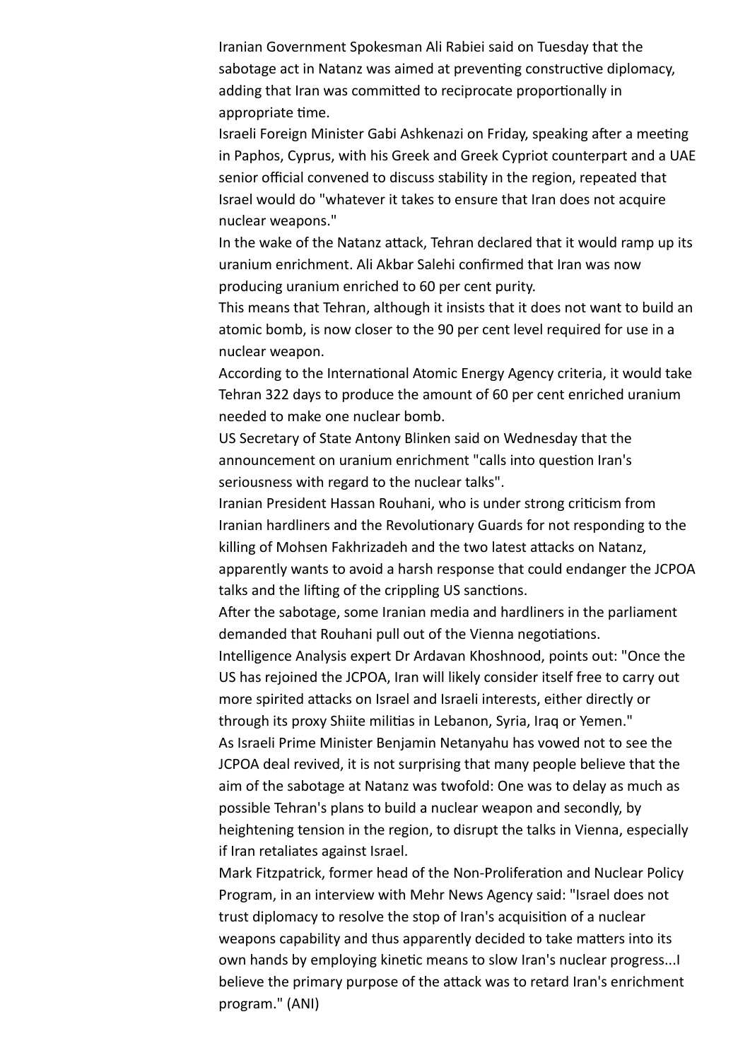Iranian Government Spokesman Ali Rabiei said on Tuesday that the sabotage act in Natanz was aimed at preventing constructive diplomacy, adding that Iran was committed to reciprocate proportionally in appropriate time.

Israeli Foreign Minister Gabi Ashkenazi on Friday, speaking after a meeting in Paphos, Cyprus, with his Greek and Greek Cypriot counterpart and a UAE senior official convened to discuss stability in the region, repeated that Israel would do "whatever it takes to ensure that Iran does not acquire nuclear weapons."

In the wake of the Natanz attack, Tehran declared that it would ramp up its uranium enrichment. Ali Akbar Salehi confirmed that Iran was now producing uranium enriched to 60 per cent purity.

This means that Tehran, although it insists that it does not want to build an atomic bomb, is now closer to the 90 per cent level required for use in a nuclear weapon.

According to the International Atomic Energy Agency criteria, it would take Tehran 322 days to produce the amount of 60 per cent enriched uranium needed to make one nuclear bomb.

US Secretary of State Antony Blinken said on Wednesday that the announcement on uranium enrichment "calls into question Iran's seriousness with regard to the nuclear talks".

Iranian President Hassan Rouhani, who is under strong criticism from Iranian hardliners and the Revolutionary Guards for not responding to the killing of Mohsen Fakhrizadeh and the two latest attacks on Natanz, apparently wants to avoid a harsh response that could endanger the JCPOA talks and the lifting of the crippling US sanctions.

After the sabotage, some Iranian media and hardliners in the parliament demanded that Rouhani pull out of the Vienna negotiations.

Intelligence Analysis expert Dr Ardavan Khoshnood, points out: "Once the US has rejoined the JCPOA, Iran will likely consider itself free to carry out more spirited attacks on Israel and Israeli interests, either directly or through its proxy Shiite militias in Lebanon, Syria, Iraq or Yemen."

As Israeli Prime Minister Benjamin Netanyahu has vowed not to see the JCPOA deal revived, it is not surprising that many people believe that the aim of the sabotage at Natanz was twofold: One was to delay as much as possible Tehran's plans to build a nuclear weapon and secondly, by heightening tension in the region, to disrupt the talks in Vienna, especially if Iran retaliates against Israel.

Mark Fitzpatrick, former head of the Non-Proliferation and Nuclear Policy Program, in an interview with Mehr News Agency said: "Israel does not trust diplomacy to resolve the stop of Iran's acquisition of a nuclear weapons capability and thus apparently decided to take matters into its own hands by employing kinetic means to slow Iran's nuclear progress...I believe the primary purpose of the attack was to retard Iran's enrichment program." (ANI)